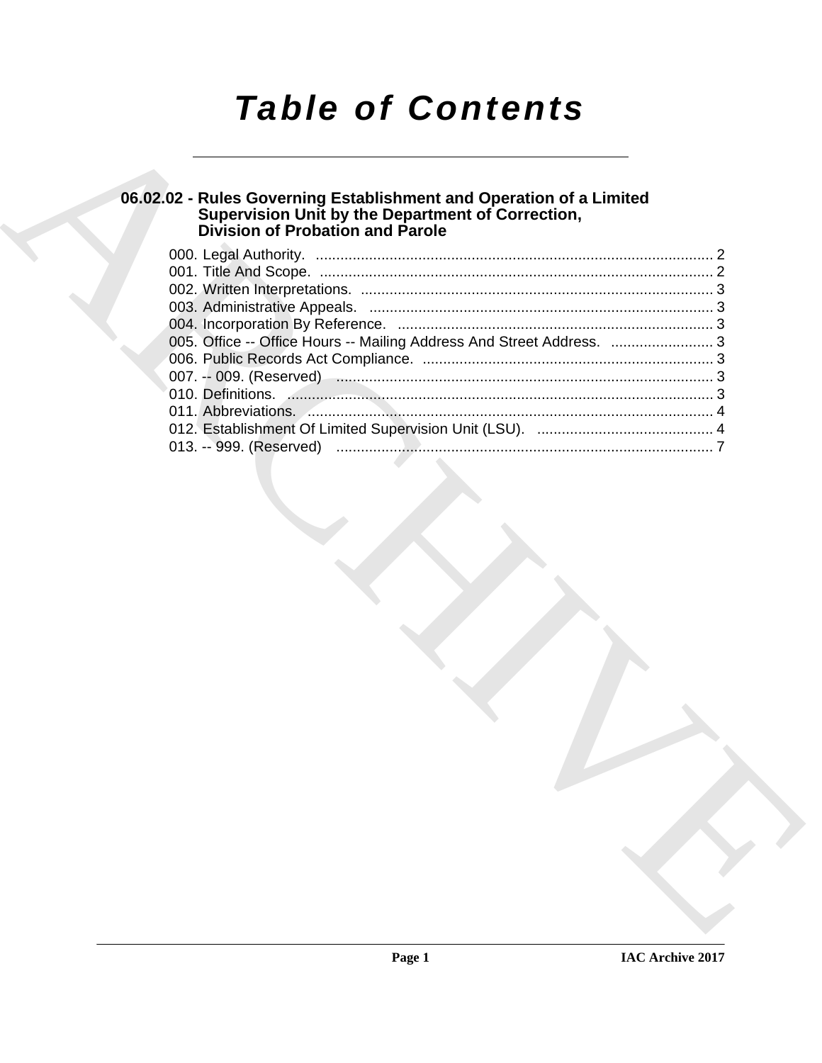# *Table of Contents*

## 06.02.02 - Rules Governing Establishment and Operation of a Limited Supervision Unit by the Department of Correction, Division of Probation and Parole

000. Legal Authority. ........................................................................................ 2
001. Title And Scope. ........................................................................................ 2
002. Written Interpretations. ............................................................................... 3
003. Administrative Appeals. .............................................................................. 3
004. Incorporation By Reference. ....................................................................... 3
005. Office -- Office Hours -- Mailing Address And Street Address. ......................... 3
006. Public Records Act Compliance. ................................................................... 3
007. -- 009. (Reserved) ...................................................................................... 3
010. Definitions. ................................................................................................ 3
011. Abbreviations. ............................................................................................ 4
012. Establishment Of Limited Supervision Unit (LSU). ......................................... 4
013. -- 999. (Reserved) ...................................................................................... 7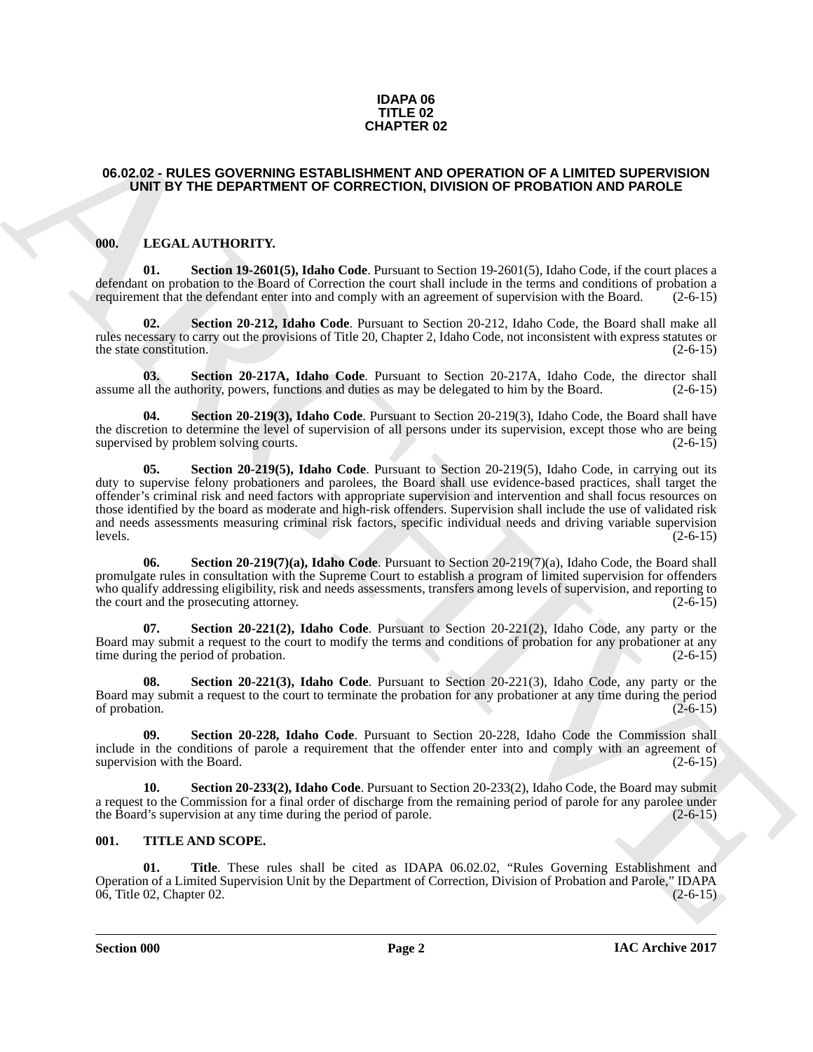**IDAPA 06**
**TITLE 02**
**CHAPTER 02**

## 06.02.02 - RULES GOVERNING ESTABLISHMENT AND OPERATION OF A LIMITED SUPERVISION UNIT BY THE DEPARTMENT OF CORRECTION, DIVISION OF PROBATION AND PAROLE

### 000. LEGAL AUTHORITY.

**01. Section 19-2601(5), Idaho Code**. Pursuant to Section 19-2601(5), Idaho Code, if the court places a defendant on probation to the Board of Correction the court shall include in the terms and conditions of probation a requirement that the defendant enter into and comply with an agreement of supervision with the Board. (2-6-15)

**02. Section 20-212, Idaho Code**. Pursuant to Section 20-212, Idaho Code, the Board shall make all rules necessary to carry out the provisions of Title 20, Chapter 2, Idaho Code, not inconsistent with express statutes or the state constitution. (2-6-15)

**03. Section 20-217A, Idaho Code**. Pursuant to Section 20-217A, Idaho Code, the director shall assume all the authority, powers, functions and duties as may be delegated to him by the Board. (2-6-15)

**04. Section 20-219(3), Idaho Code**. Pursuant to Section 20-219(3), Idaho Code, the Board shall have the discretion to determine the level of supervision of all persons under its supervision, except those who are being supervised by problem solving courts. (2-6-15)

**05. Section 20-219(5), Idaho Code**. Pursuant to Section 20-219(5), Idaho Code, in carrying out its duty to supervise felony probationers and parolees, the Board shall use evidence-based practices, shall target the offender's criminal risk and need factors with appropriate supervision and intervention and shall focus resources on those identified by the board as moderate and high-risk offenders. Supervision shall include the use of validated risk and needs assessments measuring criminal risk factors, specific individual needs and driving variable supervision levels. (2-6-15)

**06. Section 20-219(7)(a), Idaho Code**. Pursuant to Section 20-219(7)(a), Idaho Code, the Board shall promulgate rules in consultation with the Supreme Court to establish a program of limited supervision for offenders who qualify addressing eligibility, risk and needs assessments, transfers among levels of supervision, and reporting to the court and the prosecuting attorney. (2-6-15)

**07. Section 20-221(2), Idaho Code**. Pursuant to Section 20-221(2), Idaho Code, any party or the Board may submit a request to the court to modify the terms and conditions of probation for any probationer at any time during the period of probation. (2-6-15)

**08. Section 20-221(3), Idaho Code**. Pursuant to Section 20-221(3), Idaho Code, any party or the Board may submit a request to the court to terminate the probation for any probationer at any time during the period of probation. (2-6-15)

**09. Section 20-228, Idaho Code**. Pursuant to Section 20-228, Idaho Code the Commission shall include in the conditions of parole a requirement that the offender enter into and comply with an agreement of supervision with the Board. (2-6-15)

**10. Section 20-233(2), Idaho Code**. Pursuant to Section 20-233(2), Idaho Code, the Board may submit a request to the Commission for a final order of discharge from the remaining period of parole for any parolee under the Board's supervision at any time during the period of parole. (2-6-15)

### 001. TITLE AND SCOPE.

**01. Title**. These rules shall be cited as IDAPA 06.02.02, "Rules Governing Establishment and Operation of a Limited Supervision Unit by the Department of Correction, Division of Probation and Parole," IDAPA 06, Title 02, Chapter 02. (2-6-15)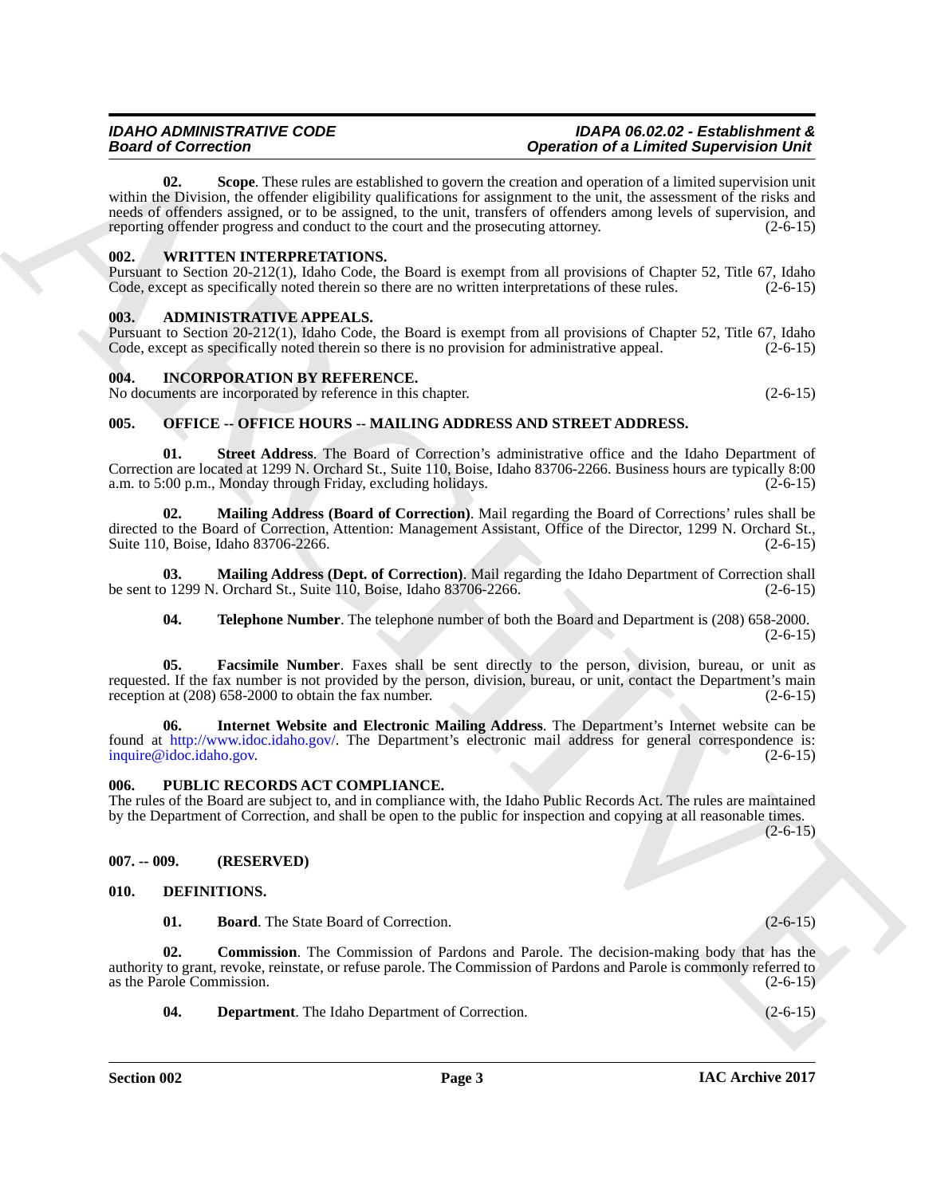**02. Scope**. These rules are established to govern the creation and operation of a limited supervision unit within the Division, the offender eligibility qualifications for assignment to the unit, the assessment of the risks and needs of offenders assigned, or to be assigned, to the unit, transfers of offenders among levels of supervision, and reporting offender progress and conduct to the court and the prosecuting attorney. (2-6-15)

### 002. WRITTEN INTERPRETATIONS.

Pursuant to Section 20-212(1), Idaho Code, the Board is exempt from all provisions of Chapter 52, Title 67, Idaho Code, except as specifically noted therein so there are no written interpretations of these rules. (2-6-15)

### 003. ADMINISTRATIVE APPEALS.

Pursuant to Section 20-212(1), Idaho Code, the Board is exempt from all provisions of Chapter 52, Title 67, Idaho Code, except as specifically noted therein so there is no provision for administrative appeal. (2-6-15)

### 004. INCORPORATION BY REFERENCE.

No documents are incorporated by reference in this chapter. (2-6-15)

### 005. OFFICE -- OFFICE HOURS -- MAILING ADDRESS AND STREET ADDRESS.

**01. Street Address**. The Board of Correction's administrative office and the Idaho Department of Correction are located at 1299 N. Orchard St., Suite 110, Boise, Idaho 83706-2266. Business hours are typically 8:00 a.m. to 5:00 p.m., Monday through Friday, excluding holidays. (2-6-15)

**02. Mailing Address (Board of Correction)**. Mail regarding the Board of Corrections' rules shall be directed to the Board of Correction, Attention: Management Assistant, Office of the Director, 1299 N. Orchard St., Suite 110, Boise, Idaho 83706-2266. (2-6-15)

**03. Mailing Address (Dept. of Correction)**. Mail regarding the Idaho Department of Correction shall be sent to 1299 N. Orchard St., Suite 110, Boise, Idaho 83706-2266. (2-6-15)

**04. Telephone Number**. The telephone number of both the Board and Department is (208) 658-2000. (2-6-15)

**05. Facsimile Number**. Faxes shall be sent directly to the person, division, bureau, or unit as requested. If the fax number is not provided by the person, division, bureau, or unit, contact the Department's main reception at (208) 658-2000 to obtain the fax number. (2-6-15)

**06. Internet Website and Electronic Mailing Address**. The Department's Internet website can be found at http://www.idoc.idaho.gov/. The Department's electronic mail address for general correspondence is: inquire@idoc.idaho.gov. (2-6-15)

### 006. PUBLIC RECORDS ACT COMPLIANCE.

The rules of the Board are subject to, and in compliance with, the Idaho Public Records Act. The rules are maintained by the Department of Correction, and shall be open to the public for inspection and copying at all reasonable times. (2-6-15)

### 007. -- 009. (RESERVED)

### 010. DEFINITIONS.

**01. Board**. The State Board of Correction. (2-6-15)

**02. Commission**. The Commission of Pardons and Parole. The decision-making body that has the authority to grant, revoke, reinstate, or refuse parole. The Commission of Pardons and Parole is commonly referred to as the Parole Commission. (2-6-15)

**04. Department**. The Idaho Department of Correction. (2-6-15)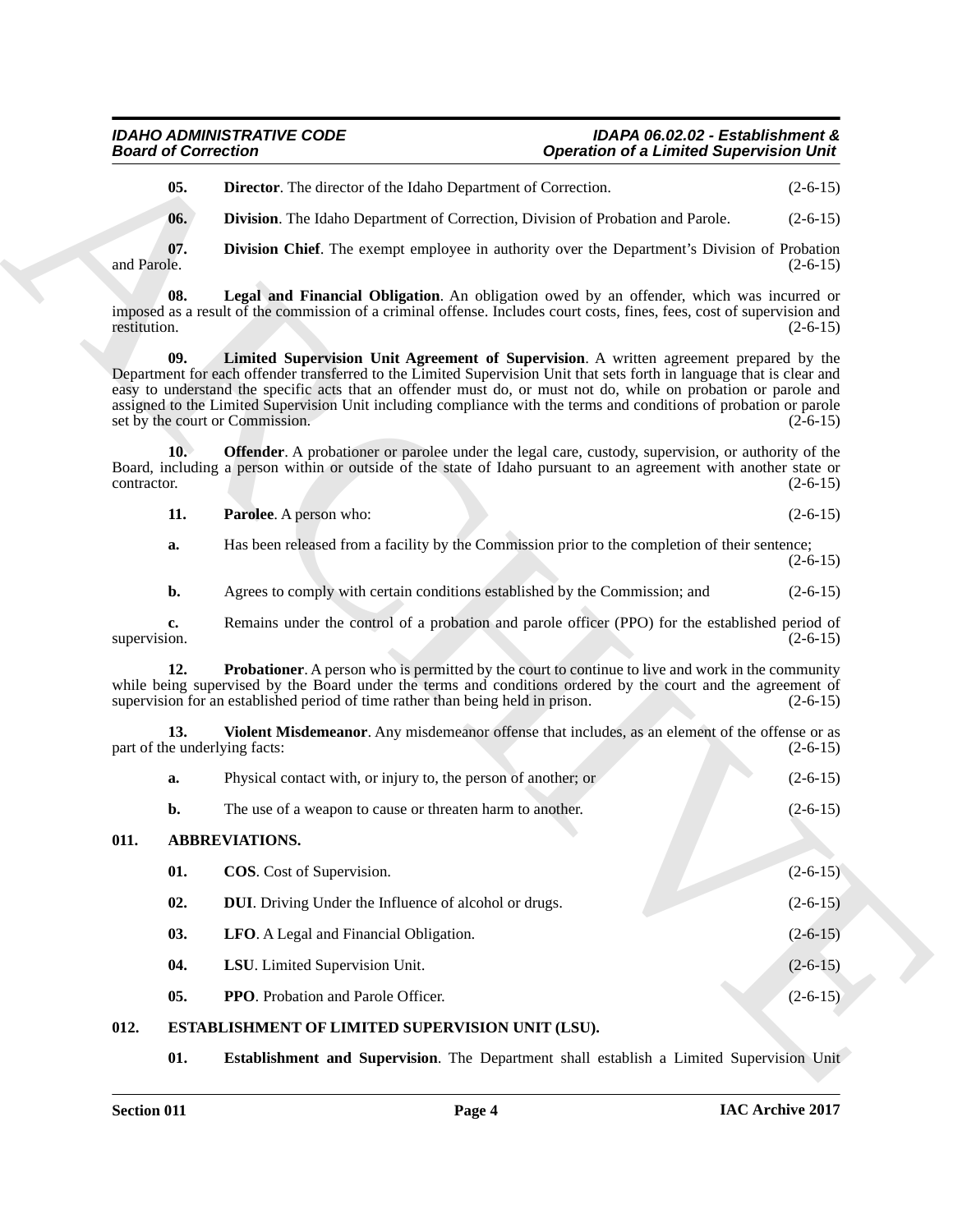**05. Director**. The director of the Idaho Department of Correction. (2-6-15)

**06. Division**. The Idaho Department of Correction, Division of Probation and Parole. (2-6-15)

**07. Division Chief**. The exempt employee in authority over the Department's Division of Probation and Parole. (2-6-15)

**08. Legal and Financial Obligation**. An obligation owed by an offender, which was incurred or imposed as a result of the commission of a criminal offense. Includes court costs, fines, fees, cost of supervision and restitution. (2-6-15)

**09. Limited Supervision Unit Agreement of Supervision**. A written agreement prepared by the Department for each offender transferred to the Limited Supervision Unit that sets forth in language that is clear and easy to understand the specific acts that an offender must do, or must not do, while on probation or parole and assigned to the Limited Supervision Unit including compliance with the terms and conditions of probation or parole set by the court or Commission. (2-6-15)

**10. Offender**. A probationer or parolee under the legal care, custody, supervision, or authority of the Board, including a person within or outside of the state of Idaho pursuant to an agreement with another state or contractor. (2-6-15)

**11. Parolee**. A person who: (2-6-15)

**a.** Has been released from a facility by the Commission prior to the completion of their sentence; (2-6-15)

**b.** Agrees to comply with certain conditions established by the Commission; and (2-6-15)

**c.** Remains under the control of a probation and parole officer (PPO) for the established period of supervision. (2-6-15)

**12. Probationer**. A person who is permitted by the court to continue to live and work in the community while being supervised by the Board under the terms and conditions ordered by the court and the agreement of supervision for an established period of time rather than being held in prison. (2-6-15)

**13. Violent Misdemeanor**. Any misdemeanor offense that includes, as an element of the offense or as part of the underlying facts: (2-6-15)

**a.** Physical contact with, or injury to, the person of another; or (2-6-15)

**b.** The use of a weapon to cause or threaten harm to another. (2-6-15)

## 011. ABBREVIATIONS.

**01. COS**. Cost of Supervision. (2-6-15)

**02. DUI**. Driving Under the Influence of alcohol or drugs. (2-6-15)

**03. LFO**. A Legal and Financial Obligation. (2-6-15)

**04. LSU**. Limited Supervision Unit. (2-6-15)

**05. PPO**. Probation and Parole Officer. (2-6-15)

## 012. ESTABLISHMENT OF LIMITED SUPERVISION UNIT (LSU).

**01. Establishment and Supervision**. The Department shall establish a Limited Supervision Unit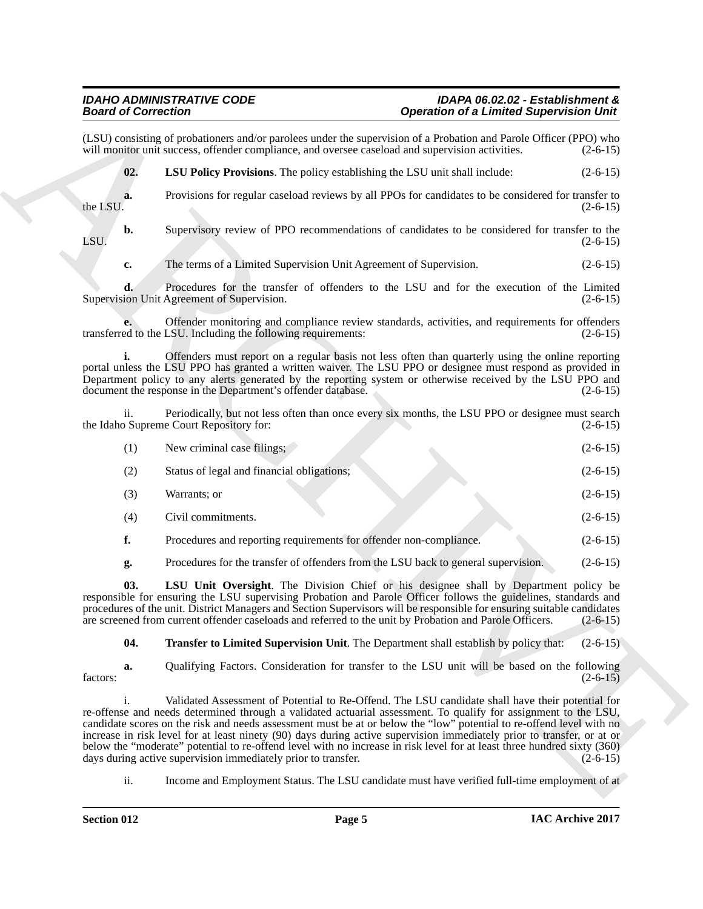(LSU) consisting of probationers and/or parolees under the supervision of a Probation and Parole Officer (PPO) who will monitor unit success, offender compliance, and oversee caseload and supervision activities. (2-6-15)

**02. LSU Policy Provisions**. The policy establishing the LSU unit shall include: (2-6-15)

**a.** Provisions for regular caseload reviews by all PPOs for candidates to be considered for transfer to the LSU. (2-6-15)

**b.** Supervisory review of PPO recommendations of candidates to be considered for transfer to the LSU. (2-6-15)

**c.** The terms of a Limited Supervision Unit Agreement of Supervision. (2-6-15)

**d.** Procedures for the transfer of offenders to the LSU and for the execution of the Limited Supervision Unit Agreement of Supervision. (2-6-15)

**e.** Offender monitoring and compliance review standards, activities, and requirements for offenders transferred to the LSU. Including the following requirements: (2-6-15)

**i.** Offenders must report on a regular basis not less often than quarterly using the online reporting portal unless the LSU PPO has granted a written waiver. The LSU PPO or designee must respond as provided in Department policy to any alerts generated by the reporting system or otherwise received by the LSU PPO and document the response in the Department's offender database. (2-6-15)

ii. Periodically, but not less often than once every six months, the LSU PPO or designee must search the Idaho Supreme Court Repository for: (2-6-15)

(1) New criminal case filings; (2-6-15)

(2) Status of legal and financial obligations; (2-6-15)

(3) Warrants; or (2-6-15)

(4) Civil commitments. (2-6-15)

**f.** Procedures and reporting requirements for offender non-compliance. (2-6-15)

**g.** Procedures for the transfer of offenders from the LSU back to general supervision. (2-6-15)

**03. LSU Unit Oversight**. The Division Chief or his designee shall by Department policy be responsible for ensuring the LSU supervising Probation and Parole Officer follows the guidelines, standards and procedures of the unit. District Managers and Section Supervisors will be responsible for ensuring suitable candidates are screened from current offender caseloads and referred to the unit by Probation and Parole Officers. (2-6-15)

**04. Transfer to Limited Supervision Unit**. The Department shall establish by policy that: (2-6-15)

**a.** Qualifying Factors. Consideration for transfer to the LSU unit will be based on the following factors: (2-6-15)

i. Validated Assessment of Potential to Re-Offend. The LSU candidate shall have their potential for re-offense and needs determined through a validated actuarial assessment. To qualify for assignment to the LSU, candidate scores on the risk and needs assessment must be at or below the "low" potential to re-offend level with no increase in risk level for at least ninety (90) days during active supervision immediately prior to transfer, or at or below the "moderate" potential to re-offend level with no increase in risk level for at least three hundred sixty (360) days during active supervision immediately prior to transfer. (2-6-15)

ii. Income and Employment Status. The LSU candidate must have verified full-time employment of at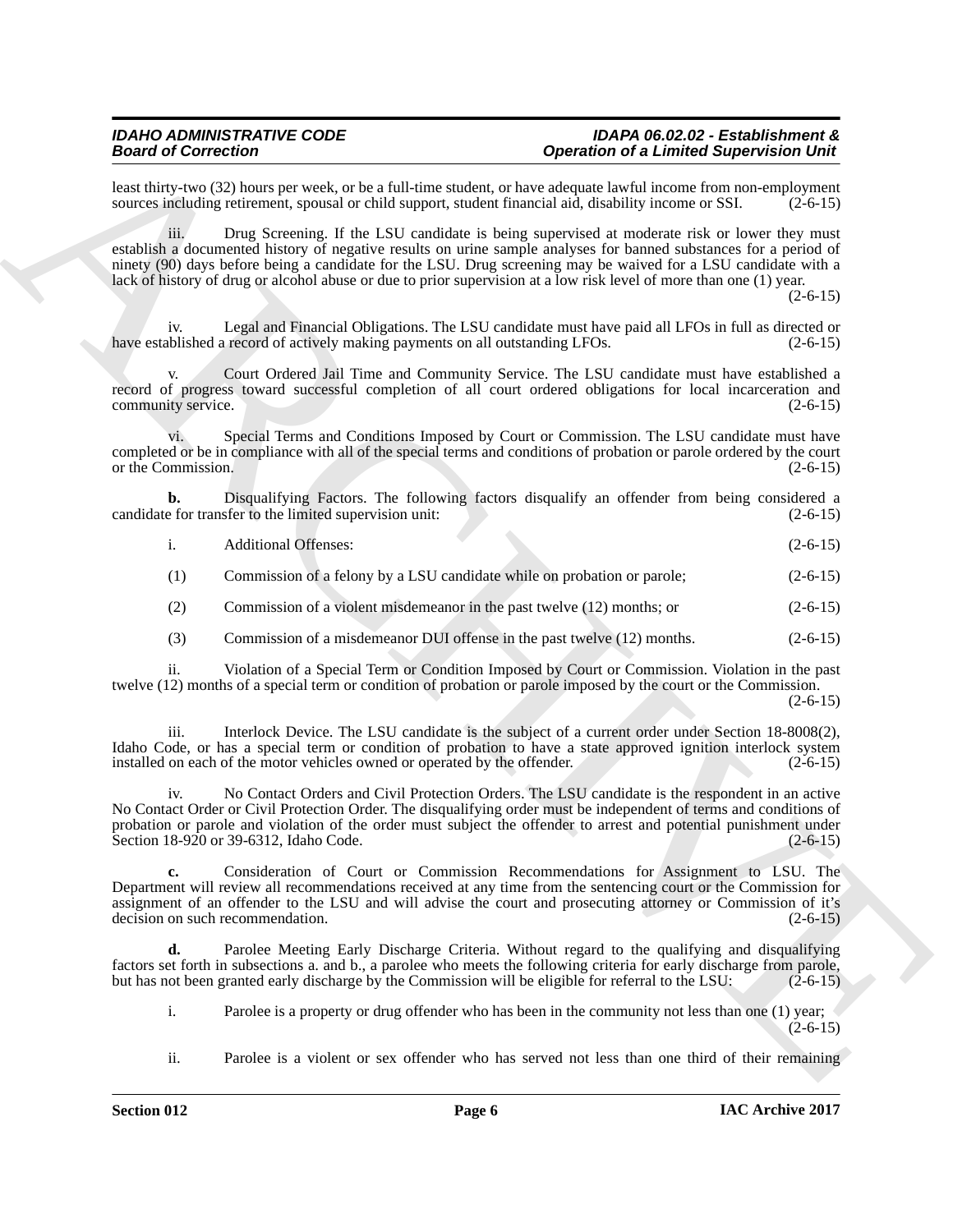least thirty-two (32) hours per week, or be a full-time student, or have adequate lawful income from non-employment sources including retirement, spousal or child support, student financial aid, disability income or SSI. (2-6-15)

iii. Drug Screening. If the LSU candidate is being supervised at moderate risk or lower they must establish a documented history of negative results on urine sample analyses for banned substances for a period of ninety (90) days before being a candidate for the LSU. Drug screening may be waived for a LSU candidate with a lack of history of drug or alcohol abuse or due to prior supervision at a low risk level of more than one (1) year. (2-6-15)

iv. Legal and Financial Obligations. The LSU candidate must have paid all LFOs in full as directed or have established a record of actively making payments on all outstanding LFOs. (2-6-15)

v. Court Ordered Jail Time and Community Service. The LSU candidate must have established a record of progress toward successful completion of all court ordered obligations for local incarceration and community service. (2-6-15)

vi. Special Terms and Conditions Imposed by Court or Commission. The LSU candidate must have completed or be in compliance with all of the special terms and conditions of probation or parole ordered by the court or the Commission. (2-6-15)

**b.** Disqualifying Factors. The following factors disqualify an offender from being considered a candidate for transfer to the limited supervision unit: (2-6-15)

i. Additional Offenses: (2-6-15)

(1) Commission of a felony by a LSU candidate while on probation or parole; (2-6-15)

(2) Commission of a violent misdemeanor in the past twelve (12) months; or (2-6-15)

(3) Commission of a misdemeanor DUI offense in the past twelve (12) months. (2-6-15)

ii. Violation of a Special Term or Condition Imposed by Court or Commission. Violation in the past twelve (12) months of a special term or condition of probation or parole imposed by the court or the Commission. (2-6-15)

iii. Interlock Device. The LSU candidate is the subject of a current order under Section 18-8008(2), Idaho Code, or has a special term or condition of probation to have a state approved ignition interlock system installed on each of the motor vehicles owned or operated by the offender. (2-6-15)

iv. No Contact Orders and Civil Protection Orders. The LSU candidate is the respondent in an active No Contact Order or Civil Protection Order. The disqualifying order must be independent of terms and conditions of probation or parole and violation of the order must subject the offender to arrest and potential punishment under Section 18-920 or 39-6312, Idaho Code. (2-6-15)

**c.** Consideration of Court or Commission Recommendations for Assignment to LSU. The Department will review all recommendations received at any time from the sentencing court or the Commission for assignment of an offender to the LSU and will advise the court and prosecuting attorney or Commission of it's decision on such recommendation. (2-6-15)

**d.** Parolee Meeting Early Discharge Criteria. Without regard to the qualifying and disqualifying factors set forth in subsections a. and b., a parolee who meets the following criteria for early discharge from parole, but has not been granted early discharge by the Commission will be eligible for referral to the LSU: (2-6-15)

i. Parolee is a property or drug offender who has been in the community not less than one (1) year; (2-6-15)

ii. Parolee is a violent or sex offender who has served not less than one third of their remaining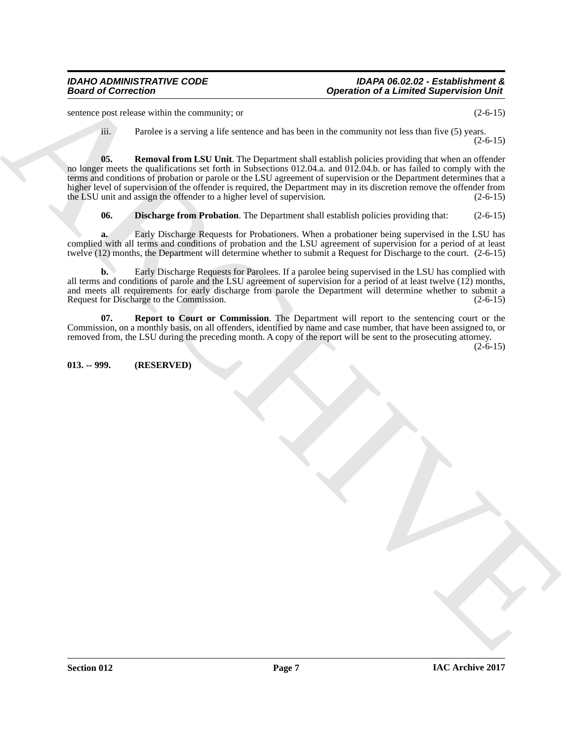sentence post release within the community; or (2-6-15)

iii. Parolee is a serving a life sentence and has been in the community not less than five (5) years. (2-6-15)

**05. Removal from LSU Unit**. The Department shall establish policies providing that when an offender no longer meets the qualifications set forth in Subsections 012.04.a. and 012.04.b. or has failed to comply with the terms and conditions of probation or parole or the LSU agreement of supervision or the Department determines that a higher level of supervision of the offender is required, the Department may in its discretion remove the offender from the LSU unit and assign the offender to a higher level of supervision. (2-6-15)

**06. Discharge from Probation**. The Department shall establish policies providing that: (2-6-15)

**a.** Early Discharge Requests for Probationers. When a probationer being supervised in the LSU has complied with all terms and conditions of probation and the LSU agreement of supervision for a period of at least twelve (12) months, the Department will determine whether to submit a Request for Discharge to the court. (2-6-15)

**b.** Early Discharge Requests for Parolees. If a parolee being supervised in the LSU has complied with all terms and conditions of parole and the LSU agreement of supervision for a period of at least twelve (12) months, and meets all requirements for early discharge from parole the Department will determine whether to submit a Request for Discharge to the Commission. (2-6-15)

**07. Report to Court or Commission**. The Department will report to the sentencing court or the Commission, on a monthly basis, on all offenders, identified by name and case number, that have been assigned to, or removed from, the LSU during the preceding month. A copy of the report will be sent to the prosecuting attorney. (2-6-15)

**013. -- 999. (RESERVED)**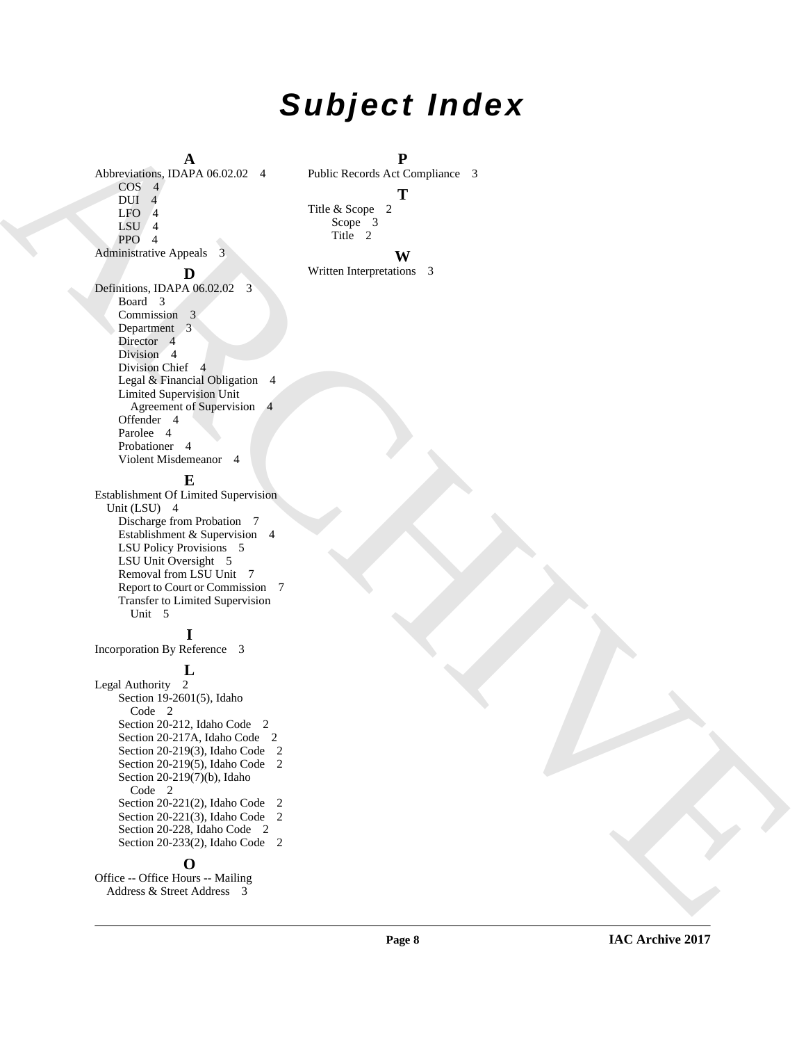# *Subject Index*

**A**

Abbreviations, IDAPA 06.02.02 4
- COS 4
- DUI 4
- LFO 4
- LSU 4
- PPO 4

Administrative Appeals 3

**D**

Definitions, IDAPA 06.02.02 3
- Board 3
- Commission 3
- Department 3
- Director 4
- Division 4
- Division Chief 4
- Legal & Financial Obligation 4
- Limited Supervision Unit Agreement of Supervision 4
- Offender 4
- Parolee 4
- Probationer 4
- Violent Misdemeanor 4

**E**

Establishment Of Limited Supervision Unit (LSU) 4
- Discharge from Probation 7
- Establishment & Supervision 4
- LSU Policy Provisions 5
- LSU Unit Oversight 5
- Removal from LSU Unit 7
- Report to Court or Commission 7
- Transfer to Limited Supervision Unit 5

**I**

Incorporation By Reference 3

**L**

Legal Authority 2
- Section 19-2601(5), Idaho Code 2
- Section 20-212, Idaho Code 2
- Section 20-217A, Idaho Code 2
- Section 20-219(3), Idaho Code 2
- Section 20-219(5), Idaho Code 2
- Section 20-219(7)(b), Idaho Code 2
- Section 20-221(2), Idaho Code 2
- Section 20-221(3), Idaho Code 2
- Section 20-228, Idaho Code 2
- Section 20-233(2), Idaho Code 2

**O**

Office -- Office Hours -- Mailing Address & Street Address 3

**P**

Public Records Act Compliance 3

**T**

Title & Scope 2
- Scope 3
- Title 2

**W**

Written Interpretations 3